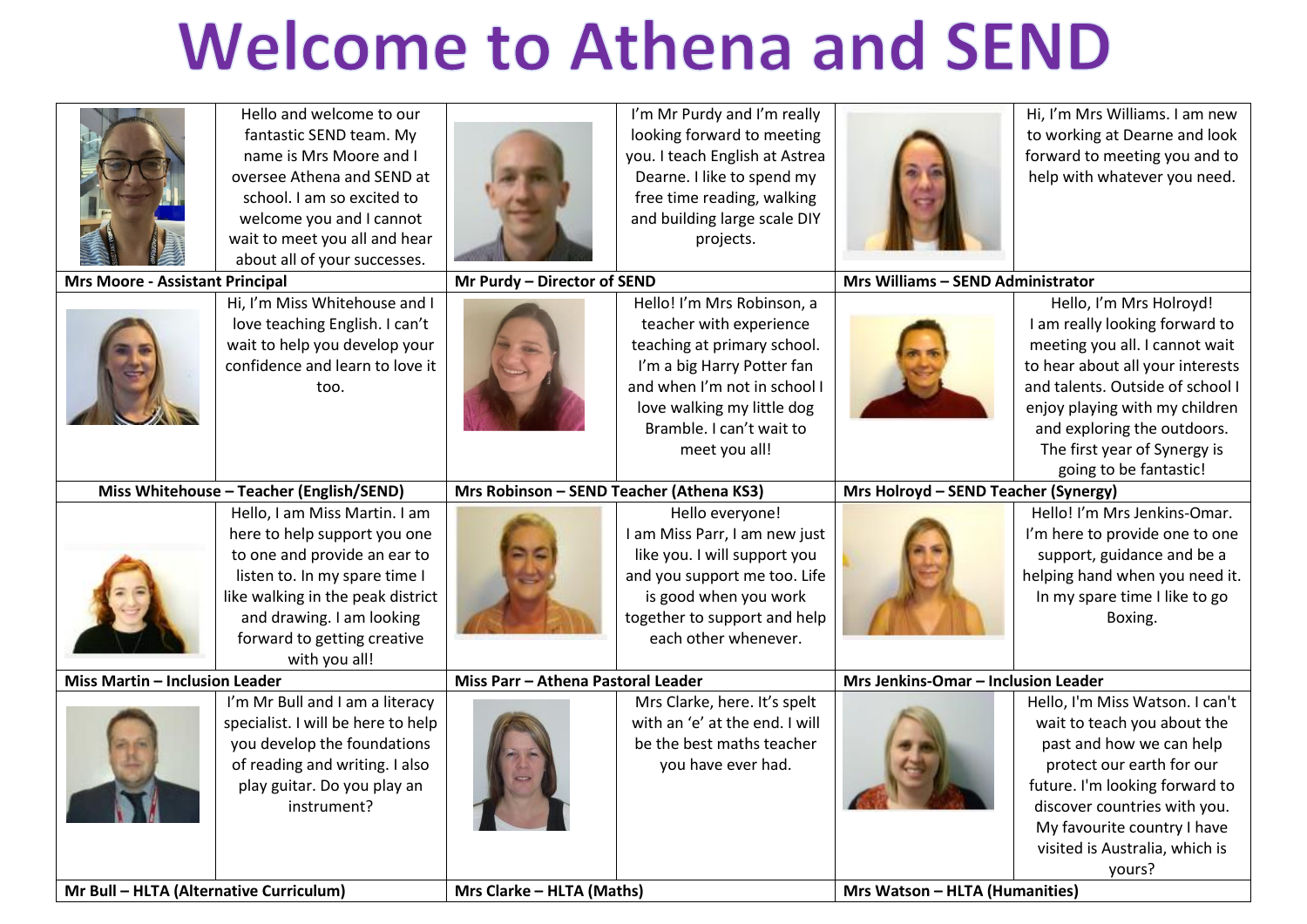# Welcome to Athena and SEND

**Mrs Moore - Assistant Principal**

Hello and welcome to our fantastic SEND team. My name is Mrs Moore and I oversee Athena and SEND at school. I am so excited to welcome you and I cannot wait to meet you all and hear about all of your successes.

**Mr Purdy – Director of SEND**

I'm Mr Purdy and I'm really looking forward to meeting you. I teach English at Astrea Dearne. I like to spend my free time reading, walking and building large scale DIY projects.

**Mrs Williams – SEND Administrator**

Hi, I'm Mrs Williams. I am new to working at Dearne and look forward to meeting you and to help with whatever you need.

**Miss Whitehouse – Teacher (English/SEND)**

Hi, I'm Miss Whitehouse and I love teaching English. I can't wait to help you develop your confidence and learn to love it too.

**Mrs Robinson – SEND Teacher (Athena KS3)**

Hello! I'm Mrs Robinson, a teacher with experience teaching at primary school. I'm a big Harry Potter fan and when I'm not in school I love walking my little dog Bramble. I can't wait to meet you all!

**Mrs Holroyd – SEND Teacher (Synergy)**

Hello, I'm Mrs Holroyd! I am really looking forward to meeting you all. I cannot wait to hear about all your interests and talents. Outside of school I enjoy playing with my children and exploring the outdoors. The first year of Synergy is going to be fantastic!

**Miss Martin – Inclusion Leader**

Hello, I am Miss Martin. I am here to help support you one to one and provide an ear to listen to. In my spare time I like walking in the peak district and drawing. I am looking forward to getting creative with you all!

**Miss Parr – Athena Pastoral Leader**

Hello everyone! I am Miss Parr, I am new just like you. I will support you and you support me too. Life is good when you work together to support and help each other whenever.

**Mrs Jenkins-Omar – Inclusion Leader**

Hello! I'm Mrs Jenkins-Omar. I'm here to provide one to one support, guidance and be a helping hand when you need it. In my spare time I like to go Boxing.

**Mr Bull – HLTA (Alternative Curriculum)**

I'm Mr Bull and I am a literacy specialist. I will be here to help you develop the foundations of reading and writing. I also play guitar. Do you play an instrument?

**Mrs Clarke – HLTA (Maths)**

Mrs Clarke, here. It's spelt with an 'e' at the end. I will be the best maths teacher you have ever had.

**Mrs Watson – HLTA (Humanities)**

Hello, I'm Miss Watson. I can't wait to teach you about the past and how we can help protect our earth for our future. I'm looking forward to discover countries with you. My favourite country I have visited is Australia, which is yours?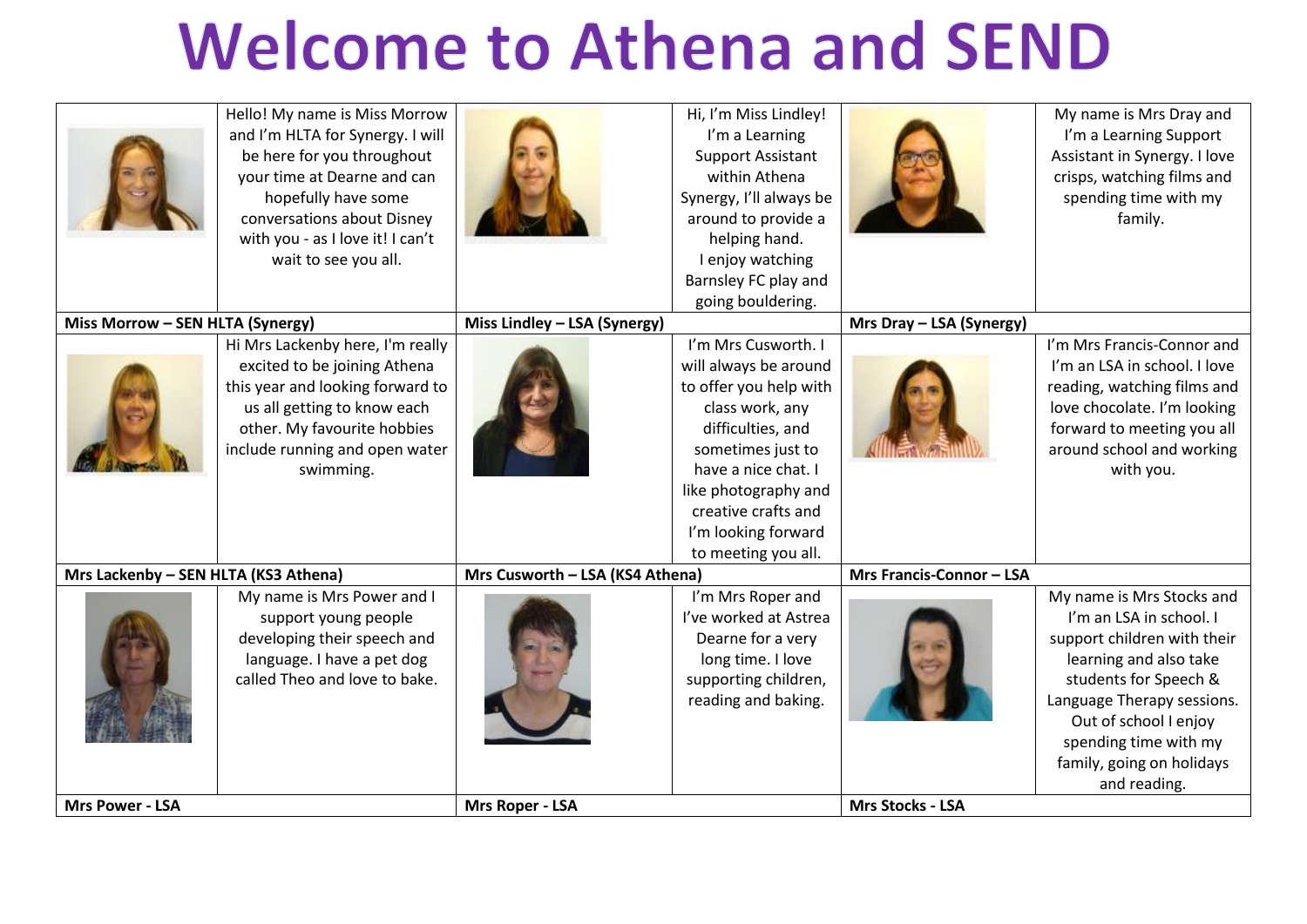# Welcome to Athena and SEND

| | | | | | |
|---|---|---|---|---|---|
| | Hello! My name is Miss Morrow and I'm HLTA for Synergy. I will be here for you throughout your time at Dearne and can hopefully have some conversations about Disney with you - as I love it! I can't wait to see you all. | | Hi, I'm Miss Lindley! I'm a Learning Support Assistant within Athena Synergy, I'll always be around to provide a helping hand. I enjoy watching Barnsley FC play and going bouldering. | | My name is Mrs Dray and I'm a Learning Support Assistant in Synergy. I love crisps, watching films and spending time with my family. |
| **Miss Morrow – SEN HLTA (Synergy)** | | **Miss Lindley – LSA (Synergy)** | | **Mrs Dray – LSA (Synergy)** | |
| | Hi Mrs Lackenby here, I'm really excited to be joining Athena this year and looking forward to us all getting to know each other. My favourite hobbies include running and open water swimming. | | I'm Mrs Cusworth. I will always be around to offer you help with class work, any difficulties, and sometimes just to have a nice chat. I like photography and creative crafts and I'm looking forward to meeting you all. | | I'm Mrs Francis-Connor and I'm an LSA in school. I love reading, watching films and love chocolate. I'm looking forward to meeting you all around school and working with you. |
| **Mrs Lackenby – SEN HLTA (KS3 Athena)** | | **Mrs Cusworth – LSA (KS4 Athena)** | | **Mrs Francis-Connor – LSA** | |
| | My name is Mrs Power and I support young people developing their speech and language. I have a pet dog called Theo and love to bake. | | I'm Mrs Roper and I've worked at Astrea Dearne for a very long time. I love supporting children, reading and baking. | | My name is Mrs Stocks and I'm an LSA in school. I support children with their learning and also take students for Speech & Language Therapy sessions. Out of school I enjoy spending time with my family, going on holidays and reading. |
| **Mrs Power - LSA** | | **Mrs Roper - LSA** | | **Mrs Stocks - LSA** | |